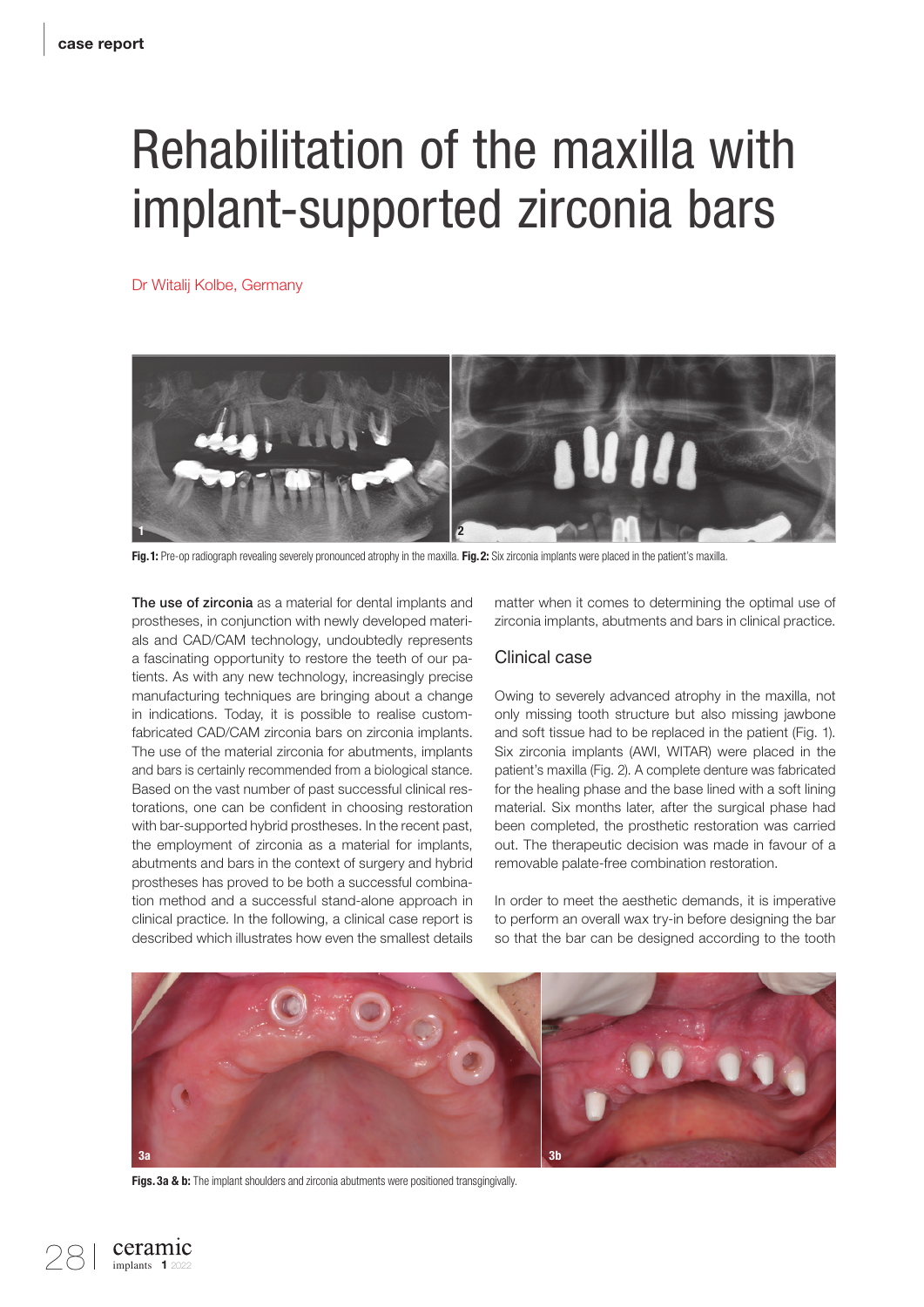# Rehabilitation of the maxilla with implant-supported zirconia bars

Dr Witalij Kolbe, Germany

**Fig. 1:** Pre-op radiograph revealing severely pronounced atrophy in the maxilla. **Fig. 2:** Six zirconia implants were placed in the patient's maxilla.

**The use of zirconia** as a material for dental implants and prostheses, in conjunction with newly developed materials and CAD/CAM technology, undoubtedly represents a fascinating opportunity to restore the teeth of our patients. As with any new technology, increasingly precise manufacturing techniques are bringing about a change in indications. Today, it is possible to realise custom-fabricated CAD/CAM zirconia bars on zirconia implants. The use of the material zirconia for abutments, implants and bars is certainly recommended from a biological stance. Based on the vast number of past successful clinical restorations, one can be confident in choosing restoration with bar-supported hybrid prostheses. In the recent past, the employment of zirconia as a material for implants, abutments and bars in the context of surgery and hybrid prostheses has proved to be both a successful combination method and a successful stand-alone approach in clinical practice. In the following, a clinical case report is described which illustrates how even the smallest details matter when it comes to determining the optimal use of zirconia implants, abutments and bars in clinical practice.

## Clinical case

Owing to severely advanced atrophy in the maxilla, not only missing tooth structure but also missing jawbone and soft tissue had to be replaced in the patient (Fig. 1). Six zirconia implants (AWI, WITAR) were placed in the patient's maxilla (Fig. 2). A complete denture was fabricated for the healing phase and the base lined with a soft lining material. Six months later, after the surgical phase had been completed, the prosthetic restoration was carried out. The therapeutic decision was made in favour of a removable palate-free combination restoration.

In order to meet the aesthetic demands, it is imperative to perform an overall wax try-in before designing the bar so that the bar can be designed according to the tooth

**Figs. 3a & b:** The implant shoulders and zirconia abutments were positioned transgingivally.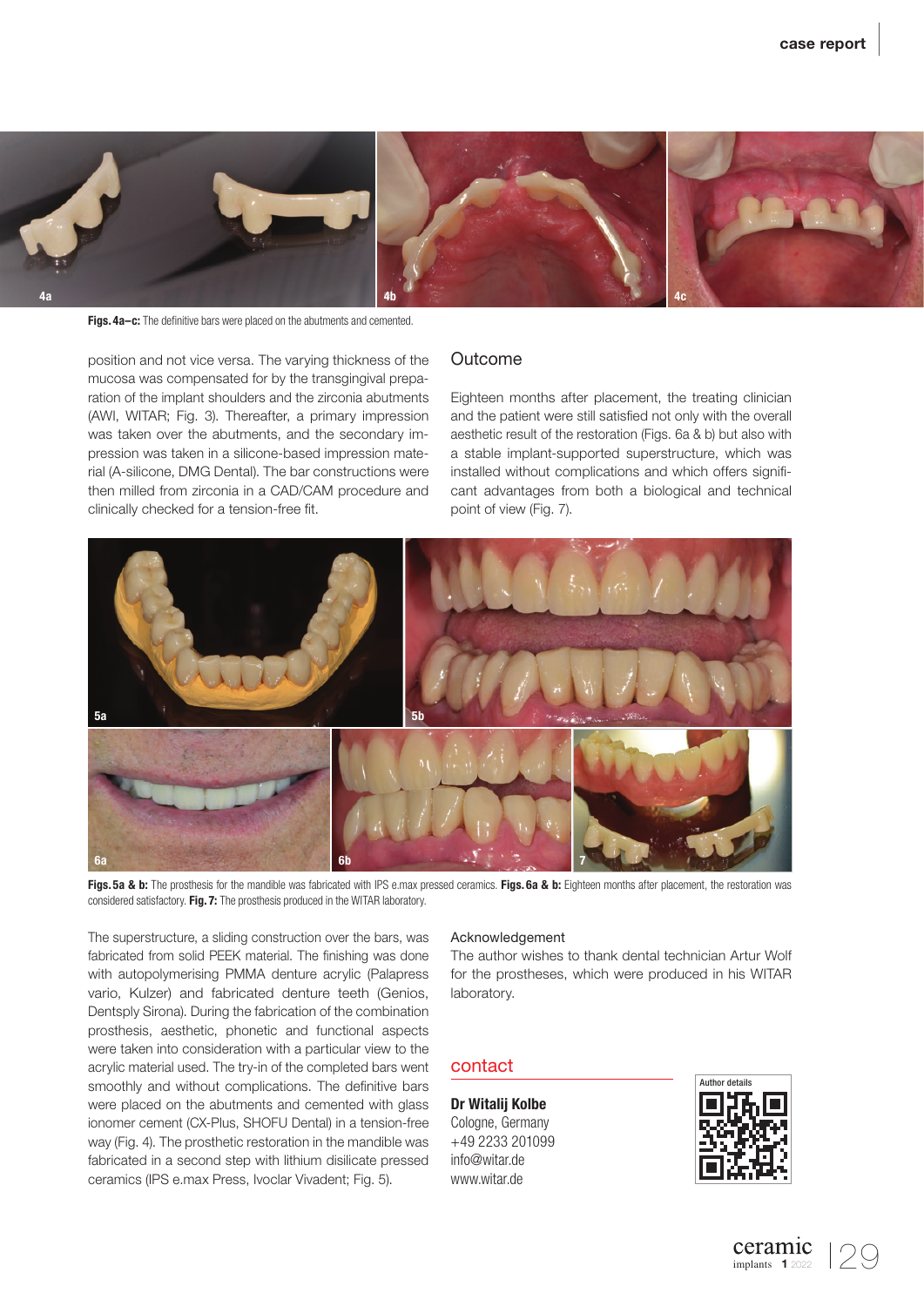Figs. 4a–c: The definitive bars were placed on the abutments and cemented.

position and not vice versa. The varying thickness of the mucosa was compensated for by the transgingival preparation of the implant shoulders and the zirconia abutments (AWI, WITAR; Fig. 3). Thereafter, a primary impression was taken over the abutments, and the secondary impression was taken in a silicone-based impression material (A-silicone, DMG Dental). The bar constructions were then milled from zirconia in a CAD/CAM procedure and clinically checked for a tension-free fit.

The superstructure, a sliding construction over the bars, was fabricated from solid PEEK material. The finishing was done with autopolymerising PMMA denture acrylic (Palapress vario, Kulzer) and fabricated denture teeth (Genios, Dentsply Sirona). During the fabrication of the combination prosthesis, aesthetic, phonetic and functional aspects were taken into consideration with a particular view to the acrylic material used. The try-in of the completed bars went smoothly and without complications. The definitive bars were placed on the abutments and cemented with glass ionomer cement (CX-Plus, SHOFU Dental) in a tension-free way (Fig. 4). The prosthetic restoration in the mandible was fabricated in a second step with lithium disilicate pressed ceramics (IPS e.max Press, Ivoclar Vivadent; Fig. 5).

## Outcome

Eighteen months after placement, the treating clinician and the patient were still satisfied not only with the overall aesthetic result of the restoration (Figs. 6a & b) but also with a stable implant-supported superstructure, which was installed without complications and which offers significant advantages from both a biological and technical point of view (Fig. 7).

Figs. 5a & b: The prosthesis for the mandible was fabricated with IPS e.max pressed ceramics. Figs. 6a & b: Eighteen months after placement, the restoration was considered satisfactory. Fig. 7: The prosthesis produced in the WITAR laboratory.

### Acknowledgement

The author wishes to thank dental technician Artur Wolf for the prostheses, which were produced in his WITAR laboratory.

## contact

**Dr Witalij Kolbe**
Cologne, Germany
+49 2233 201099
info@witar.de
www.witar.de

Author details